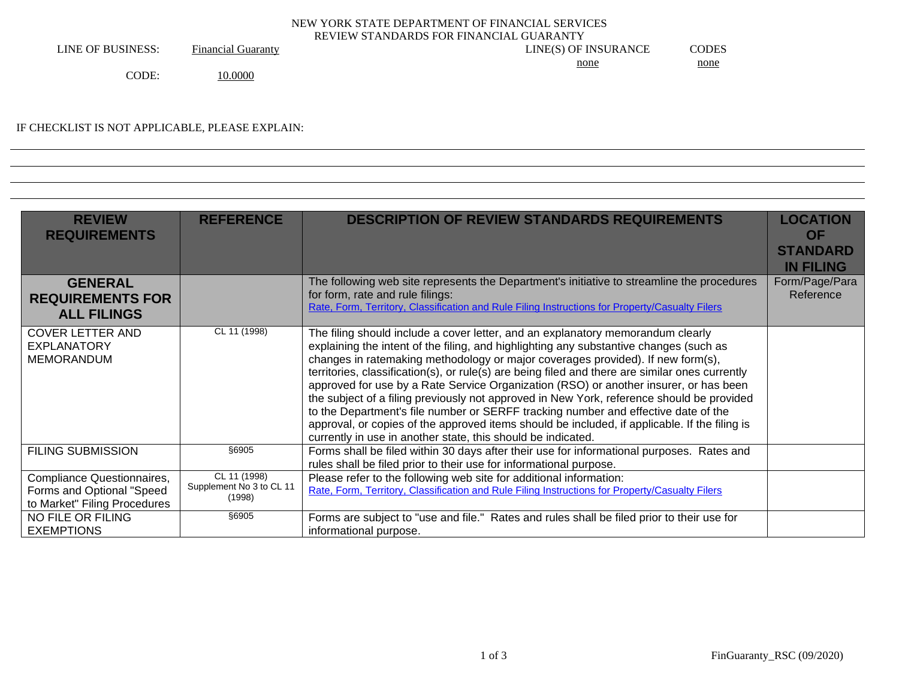NEW YORK STATE DEPARTMENT OF FINANCIAL SERVICES
REVIEW STANDARDS FOR FINANCIAL GUARANTY

LINE OF BUSINESS: Financial Guaranty

CODE: 10.0000

LINE(S) OF INSURANCE: none

CODES: none

IF CHECKLIST IS NOT APPLICABLE, PLEASE EXPLAIN:

| REVIEW REQUIREMENTS | REFERENCE | DESCRIPTION OF REVIEW STANDARDS REQUIREMENTS | LOCATION OF STANDARD IN FILING |
|---|---|---|---|
| **GENERAL REQUIREMENTS FOR ALL FILINGS** | | The following web site represents the Department's initiative to streamline the procedures for form, rate and rule filings: Rate, Form, Territory, Classification and Rule Filing Instructions for Property/Casualty Filers | Form/Page/Para Reference |
| COVER LETTER AND EXPLANATORY MEMORANDUM | CL 11 (1998) | The filing should include a cover letter, and an explanatory memorandum clearly explaining the intent of the filing, and highlighting any substantive changes (such as changes in ratemaking methodology or major coverages provided). If new form(s), territories, classification(s), or rule(s) are being filed and there are similar ones currently approved for use by a Rate Service Organization (RSO) or another insurer, or has been the subject of a filing previously not approved in New York, reference should be provided to the Department's file number or SERFF tracking number and effective date of the approval, or copies of the approved items should be included, if applicable. If the filing is currently in use in another state, this should be indicated. | |
| FILING SUBMISSION | §6905 | Forms shall be filed within 30 days after their use for informational purposes. Rates and rules shall be filed prior to their use for informational purpose. | |
| Compliance Questionnaires, Forms and Optional "Speed to Market" Filing Procedures | CL 11 (1998) Supplement No 3 to CL 11 (1998) | Please refer to the following web site for additional information: Rate, Form, Territory, Classification and Rule Filing Instructions for Property/Casualty Filers | |
| NO FILE OR FILING EXEMPTIONS | §6905 | Forms are subject to "use and file." Rates and rules shall be filed prior to their use for informational purpose. | |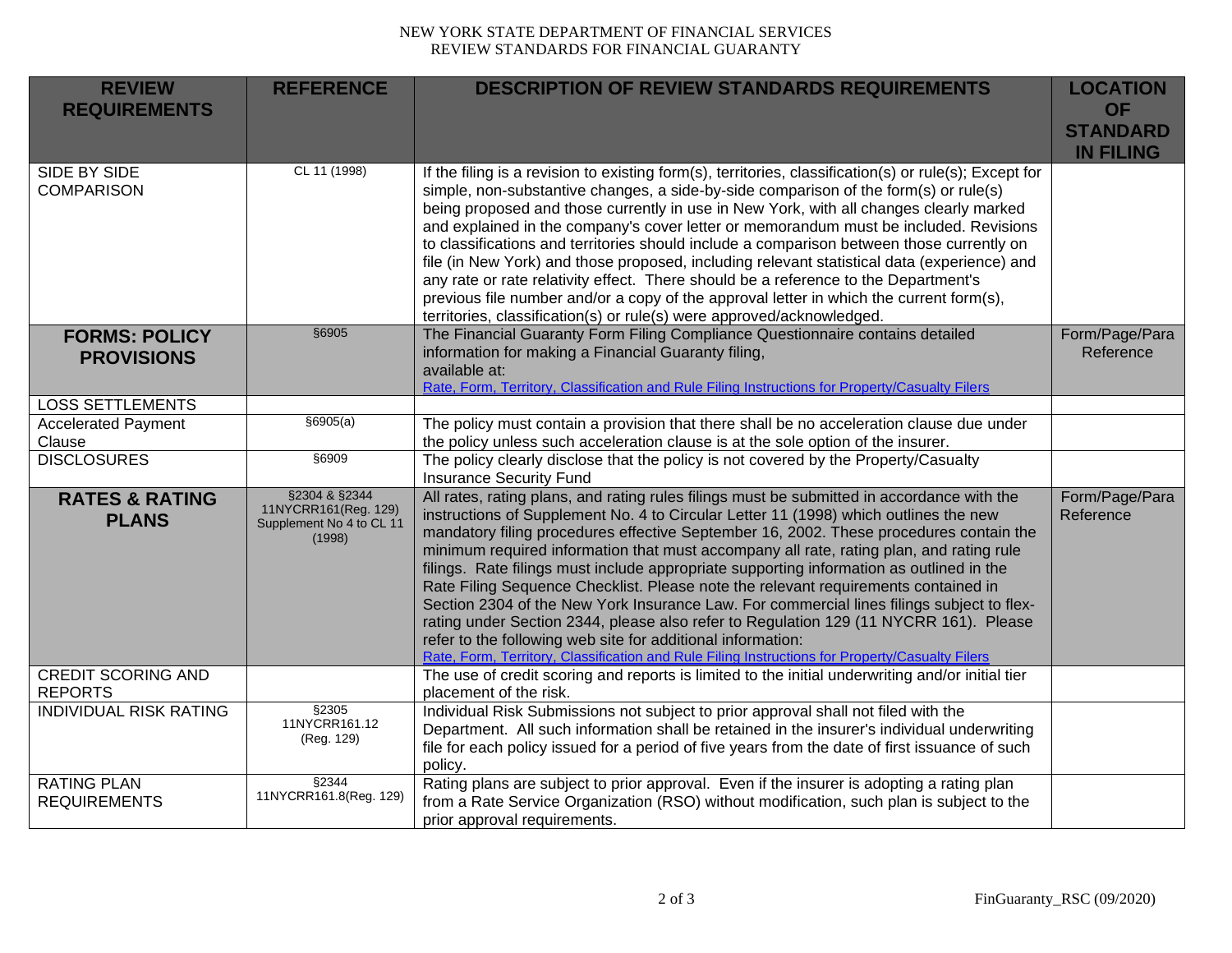NEW YORK STATE DEPARTMENT OF FINANCIAL SERVICES
REVIEW STANDARDS FOR FINANCIAL GUARANTY

| REVIEW REQUIREMENTS | REFERENCE | DESCRIPTION OF REVIEW STANDARDS REQUIREMENTS | LOCATION OF STANDARD IN FILING |
|---|---|---|---|
| SIDE BY SIDE COMPARISON | CL 11 (1998) | If the filing is a revision to existing form(s), territories, classification(s) or rule(s); Except for simple, non-substantive changes, a side-by-side comparison of the form(s) or rule(s) being proposed and those currently in use in New York, with all changes clearly marked and explained in the company's cover letter or memorandum must be included. Revisions to classifications and territories should include a comparison between those currently on file (in New York) and those proposed, including relevant statistical data (experience) and any rate or rate relativity effect. There should be a reference to the Department's previous file number and/or a copy of the approval letter in which the current form(s), territories, classification(s) or rule(s) were approved/acknowledged. | |
| **FORMS: POLICY PROVISIONS** | §6905 | The Financial Guaranty Form Filing Compliance Questionnaire contains detailed information for making a Financial Guaranty filing, available at: [Rate, Form, Territory, Classification and Rule Filing Instructions for Property/Casualty Filers] | Form/Page/Para Reference |
| LOSS SETTLEMENTS | | | |
| Accelerated Payment Clause | §6905(a) | The policy must contain a provision that there shall be no acceleration clause due under the policy unless such acceleration clause is at the sole option of the insurer. | |
| DISCLOSURES | §6909 | The policy clearly disclose that the policy is not covered by the Property/Casualty Insurance Security Fund | |
| **RATES & RATING PLANS** | §2304 & §2344 11NYCRR161(Reg. 129) Supplement No 4 to CL 11 (1998) | All rates, rating plans, and rating rules filings must be submitted in accordance with the instructions of Supplement No. 4 to Circular Letter 11 (1998) which outlines the new mandatory filing procedures effective September 16, 2002. These procedures contain the minimum required information that must accompany all rate, rating plan, and rating rule filings. Rate filings must include appropriate supporting information as outlined in the Rate Filing Sequence Checklist. Please note the relevant requirements contained in Section 2304 of the New York Insurance Law. For commercial lines filings subject to flex-rating under Section 2344, please also refer to Regulation 129 (11 NYCRR 161). Please refer to the following web site for additional information: [Rate, Form, Territory, Classification and Rule Filing Instructions for Property/Casualty Filers] | Form/Page/Para Reference |
| CREDIT SCORING AND REPORTS | | The use of credit scoring and reports is limited to the initial underwriting and/or initial tier placement of the risk. | |
| INDIVIDUAL RISK RATING | §2305 11NYCRR161.12 (Reg. 129) | Individual Risk Submissions not subject to prior approval shall not filed with the Department. All such information shall be retained in the insurer's individual underwriting file for each policy issued for a period of five years from the date of first issuance of such policy. | |
| RATING PLAN REQUIREMENTS | §2344 11NYCRR161.8(Reg. 129) | Rating plans are subject to prior approval. Even if the insurer is adopting a rating plan from a Rate Service Organization (RSO) without modification, such plan is subject to the prior approval requirements. | |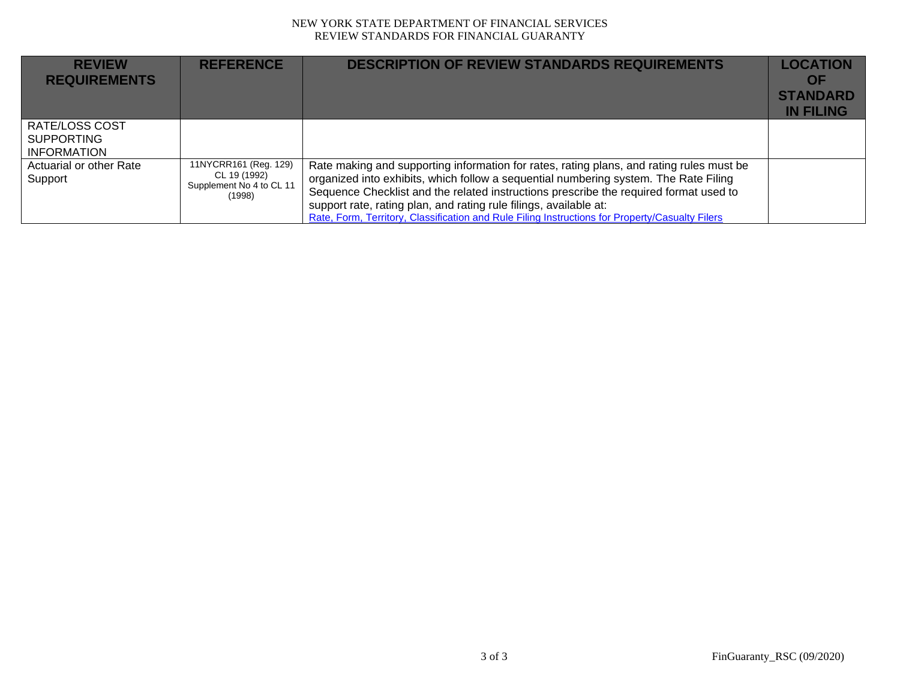| REVIEW REQUIREMENTS | REFERENCE | DESCRIPTION OF REVIEW STANDARDS REQUIREMENTS | LOCATION OF STANDARD IN FILING |
|---|---|---|---|
| RATE/LOSS COST SUPPORTING INFORMATION | | | |
| Actuarial or other Rate Support | 11NYCRR161 (Reg. 129) CL 19 (1992) Supplement No 4 to CL 11 (1998) | Rate making and supporting information for rates, rating plans, and rating rules must be organized into exhibits, which follow a sequential numbering system. The Rate Filing Sequence Checklist and the related instructions prescribe the required format used to support rate, rating plan, and rating rule filings, available at: Rate, Form, Territory, Classification and Rule Filing Instructions for Property/Casualty Filers | |